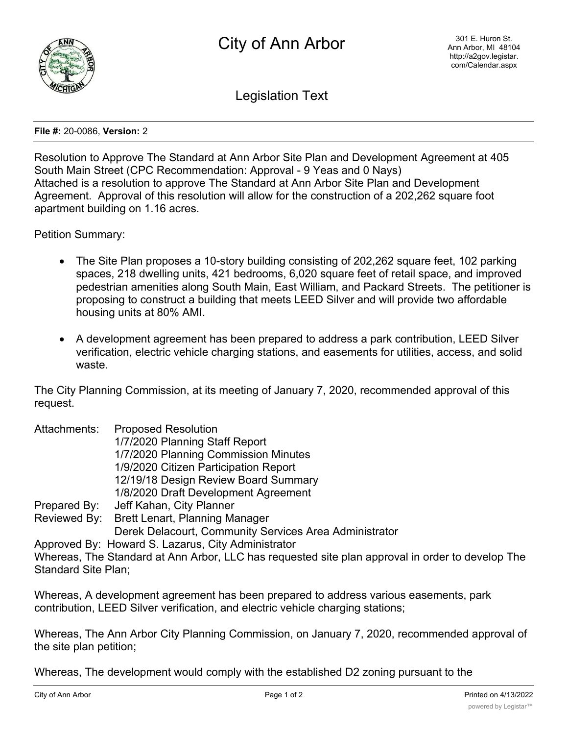# City of Ann Arbor

301 E. Huron St.
Ann Arbor, MI 48104
http://a2gov.legistar.com/Calendar.aspx

## Legislation Text

**File #:** 20-0086, **Version:** 2

Resolution to Approve The Standard at Ann Arbor Site Plan and Development Agreement at 405 South Main Street (CPC Recommendation: Approval - 9 Yeas and 0 Nays)
Attached is a resolution to approve The Standard at Ann Arbor Site Plan and Development Agreement. Approval of this resolution will allow for the construction of a 202,262 square foot apartment building on 1.16 acres.

Petition Summary:

- The Site Plan proposes a 10-story building consisting of 202,262 square feet, 102 parking spaces, 218 dwelling units, 421 bedrooms, 6,020 square feet of retail space, and improved pedestrian amenities along South Main, East William, and Packard Streets. The petitioner is proposing to construct a building that meets LEED Silver and will provide two affordable housing units at 80% AMI.
- A development agreement has been prepared to address a park contribution, LEED Silver verification, electric vehicle charging stations, and easements for utilities, access, and solid waste.

The City Planning Commission, at its meeting of January 7, 2020, recommended approval of this request.

Attachments: Proposed Resolution
1/7/2020 Planning Staff Report
1/7/2020 Planning Commission Minutes
1/9/2020 Citizen Participation Report
12/19/18 Design Review Board Summary
1/8/2020 Draft Development Agreement

Prepared By: Jeff Kahan, City Planner

Reviewed By: Brett Lenart, Planning Manager
Derek Delacourt, Community Services Area Administrator

Approved By: Howard S. Lazarus, City Administrator

Whereas, The Standard at Ann Arbor, LLC has requested site plan approval in order to develop The Standard Site Plan;

Whereas, A development agreement has been prepared to address various easements, park contribution, LEED Silver verification, and electric vehicle charging stations;

Whereas, The Ann Arbor City Planning Commission, on January 7, 2020, recommended approval of the site plan petition;

Whereas, The development would comply with the established D2 zoning pursuant to the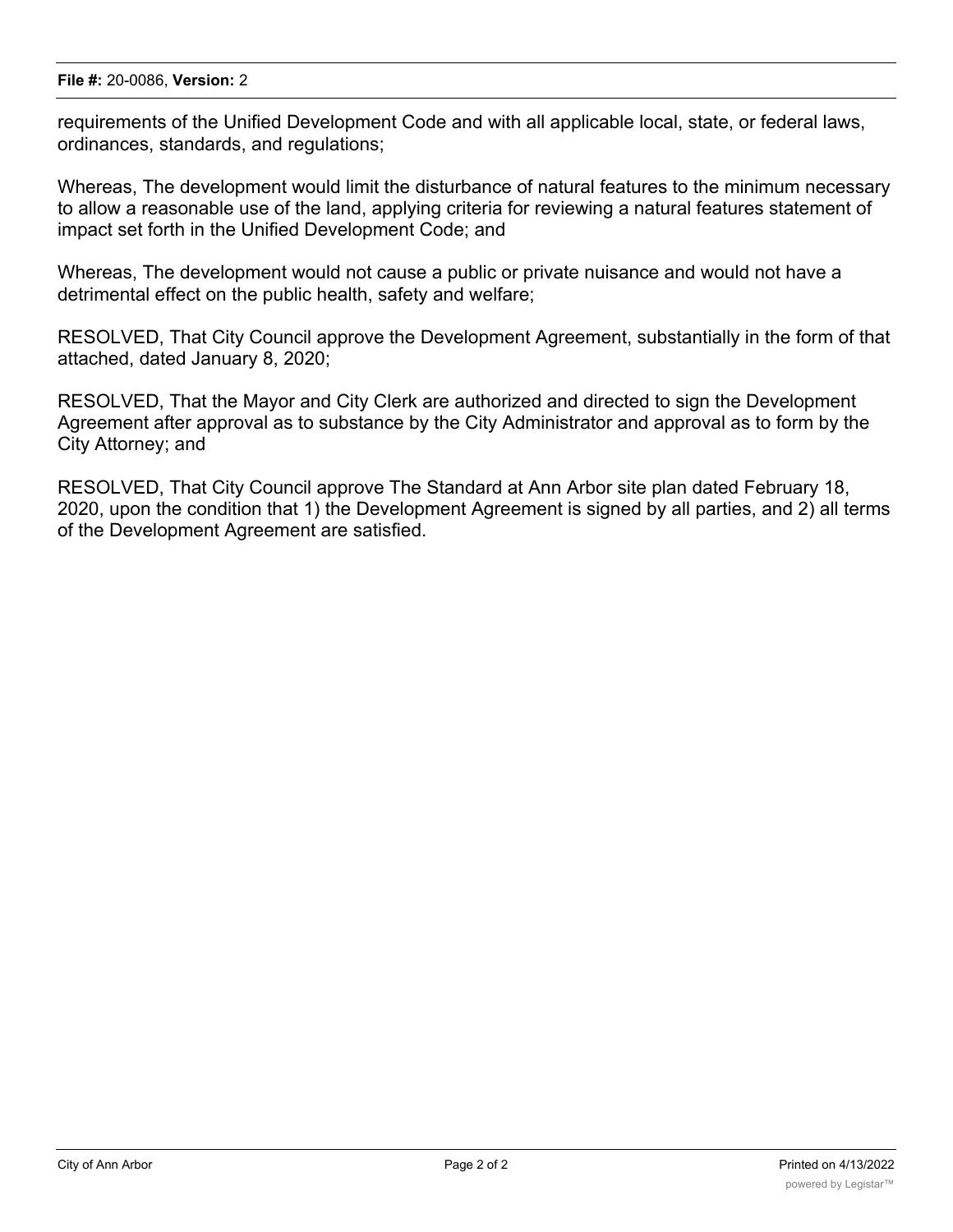requirements of the Unified Development Code and with all applicable local, state, or federal laws, ordinances, standards, and regulations;

Whereas, The development would limit the disturbance of natural features to the minimum necessary to allow a reasonable use of the land, applying criteria for reviewing a natural features statement of impact set forth in the Unified Development Code; and

Whereas, The development would not cause a public or private nuisance and would not have a detrimental effect on the public health, safety and welfare;

RESOLVED, That City Council approve the Development Agreement, substantially in the form of that attached, dated January 8, 2020;

RESOLVED, That the Mayor and City Clerk are authorized and directed to sign the Development Agreement after approval as to substance by the City Administrator and approval as to form by the City Attorney; and

RESOLVED, That City Council approve The Standard at Ann Arbor site plan dated February 18, 2020, upon the condition that 1) the Development Agreement is signed by all parties, and 2) all terms of the Development Agreement are satisfied.